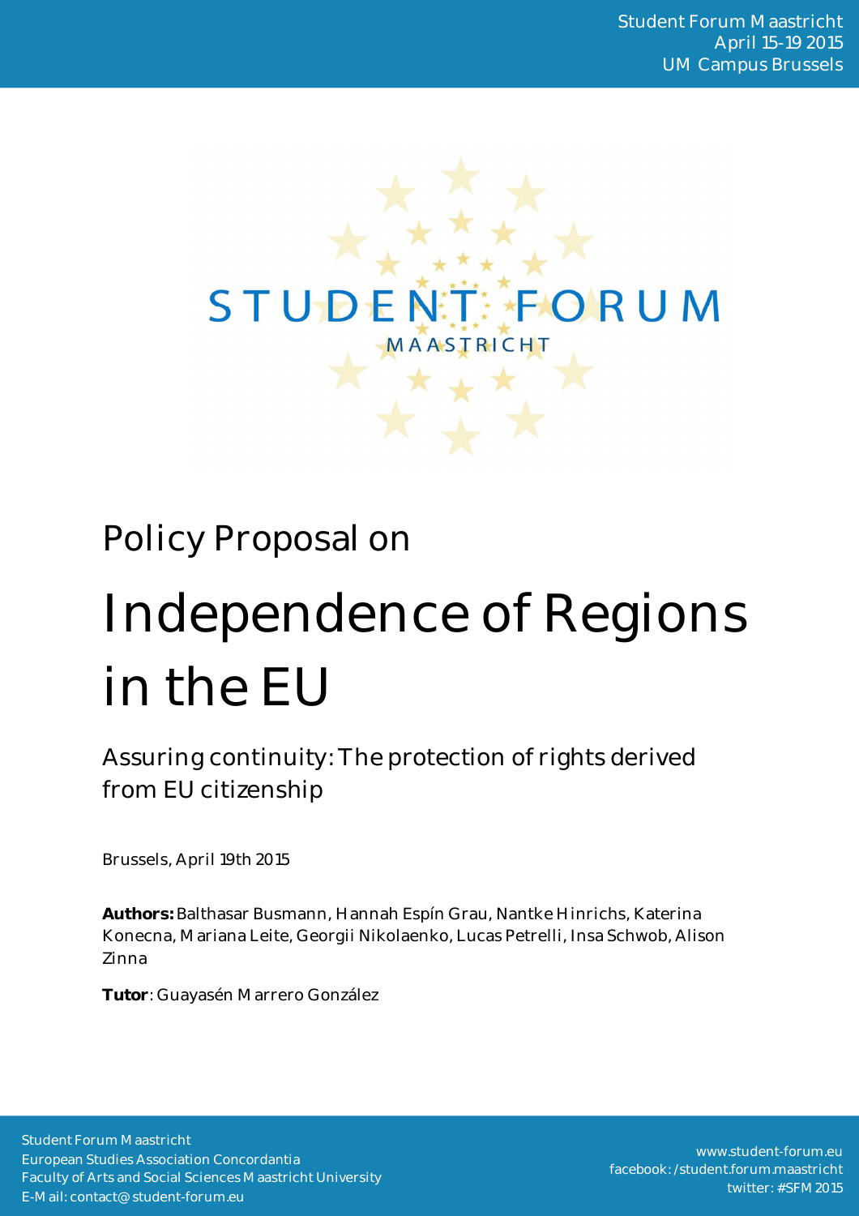Student Forum Maastricht
April 15-19 2015
UM Campus Brussels

STUDENT FORUM
MAASTRICHT

Policy Proposal on

# Independence of Regions in the EU

## Assuring continuity: The protection of rights derived from EU citizenship

Brussels, April 19th 2015

**Authors:** Balthasar Busmann, Hannah Espín Grau, Nantke Hinrichs, Katerina Konecna, Mariana Leite, Georgii Nikolaenko, Lucas Petrelli, Insa Schwob, Alison Zinna

**Tutor**: Guayasén Marrero González

Student Forum Maastricht
European Studies Association Concordantia
Faculty of Arts and Social Sciences Maastricht University
E-Mail: contact@student-forum.eu

www.student-forum.eu
facebook: /student.forum.maastricht
twitter: #SFM 2015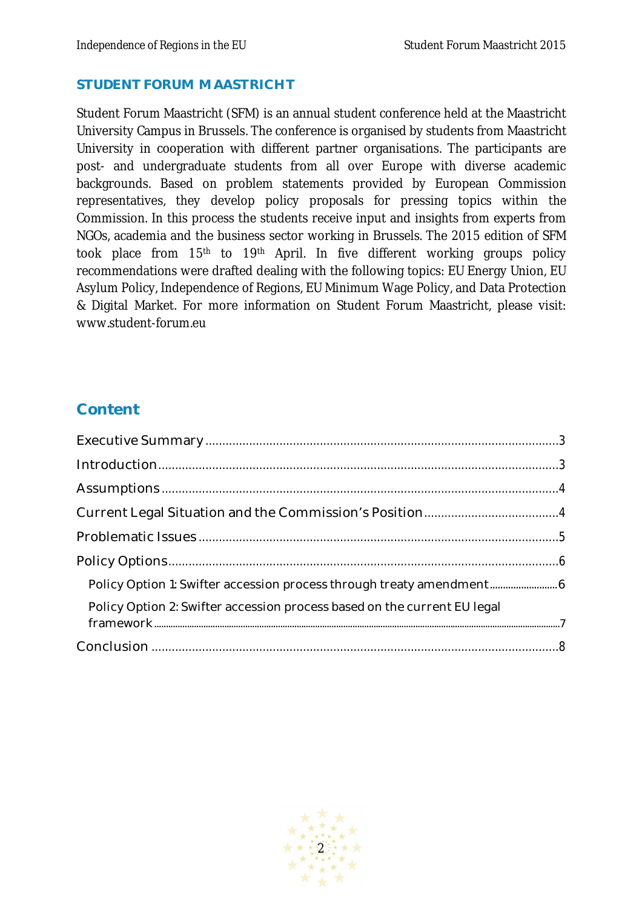## STUDENT FORUM MAASTRICHT

Student Forum Maastricht (SFM) is an annual student conference held at the Maastricht University Campus in Brussels. The conference is organised by students from Maastricht University in cooperation with different partner organisations. The participants are post- and undergraduate students from all over Europe with diverse academic backgrounds. Based on problem statements provided by European Commission representatives, they develop policy proposals for pressing topics within the Commission. In this process the students receive input and insights from experts from NGOs, academia and the business sector working in Brussels. The 2015 edition of SFM took place from 15th to 19th April. In five different working groups policy recommendations were drafted dealing with the following topics: EU Energy Union, EU Asylum Policy, Independence of Regions, EU Minimum Wage Policy, and Data Protection & Digital Market. For more information on Student Forum Maastricht, please visit: www.student-forum.eu

## Content

- Executive Summary ........ 3
- Introduction ........ 3
- Assumptions ........ 4
- Current Legal Situation and the Commission's Position ........ 4
- Problematic Issues ........ 5
- Policy Options ........ 6
  - Policy Option 1: Swifter accession process through treaty amendment ........ 6
  - Policy Option 2: Swifter accession process based on the current EU legal framework ........ 7
- Conclusion ........ 8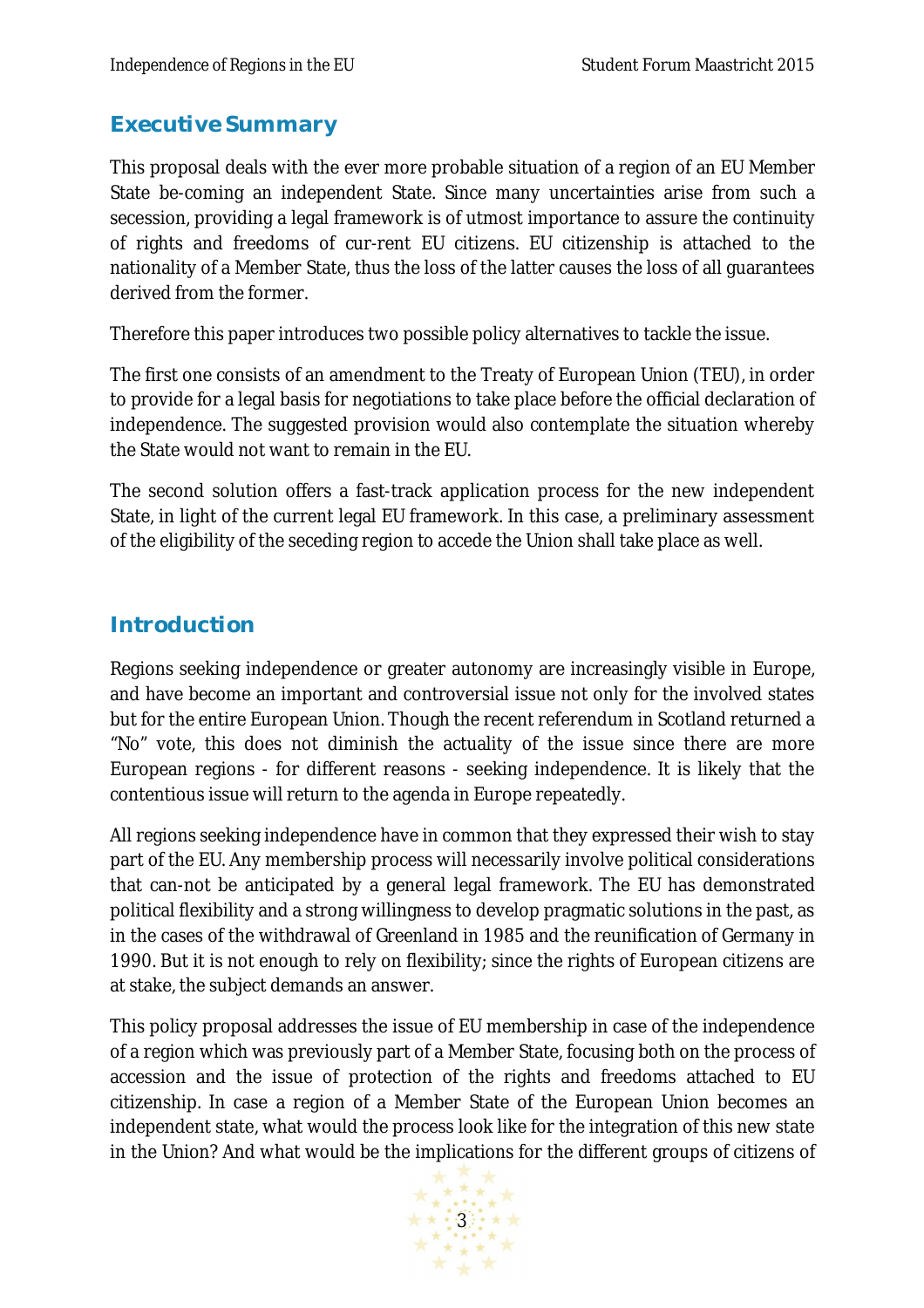## Executive Summary

This proposal deals with the ever more probable situation of a region of an EU Member State be-coming an independent State. Since many uncertainties arise from such a secession, providing a legal framework is of utmost importance to assure the continuity of rights and freedoms of cur-rent EU citizens. EU citizenship is attached to the nationality of a Member State, thus the loss of the latter causes the loss of all guarantees derived from the former.

Therefore this paper introduces two possible policy alternatives to tackle the issue.

The first one consists of an amendment to the Treaty of European Union (TEU), in order to provide for a legal basis for negotiations to take place before the official declaration of independence. The suggested provision would also contemplate the situation whereby the State would not want to remain in the EU.

The second solution offers a fast-track application process for the new independent State, in light of the current legal EU framework. In this case, a preliminary assessment of the eligibility of the seceding region to accede the Union shall take place as well.

## Introduction

Regions seeking independence or greater autonomy are increasingly visible in Europe, and have become an important and controversial issue not only for the involved states but for the entire European Union. Though the recent referendum in Scotland returned a "No" vote, this does not diminish the actuality of the issue since there are more European regions - for different reasons - seeking independence. It is likely that the contentious issue will return to the agenda in Europe repeatedly.

All regions seeking independence have in common that they expressed their wish to stay part of the EU. Any membership process will necessarily involve political considerations that can-not be anticipated by a general legal framework. The EU has demonstrated political flexibility and a strong willingness to develop pragmatic solutions in the past, as in the cases of the withdrawal of Greenland in 1985 and the reunification of Germany in 1990. But it is not enough to rely on flexibility; since the rights of European citizens are at stake, the subject demands an answer.

This policy proposal addresses the issue of EU membership in case of the independence of a region which was previously part of a Member State, focusing both on the process of accession and the issue of protection of the rights and freedoms attached to EU citizenship. In case a region of a Member State of the European Union becomes an independent state, what would the process look like for the integration of this new state in the Union? And what would be the implications for the different groups of citizens of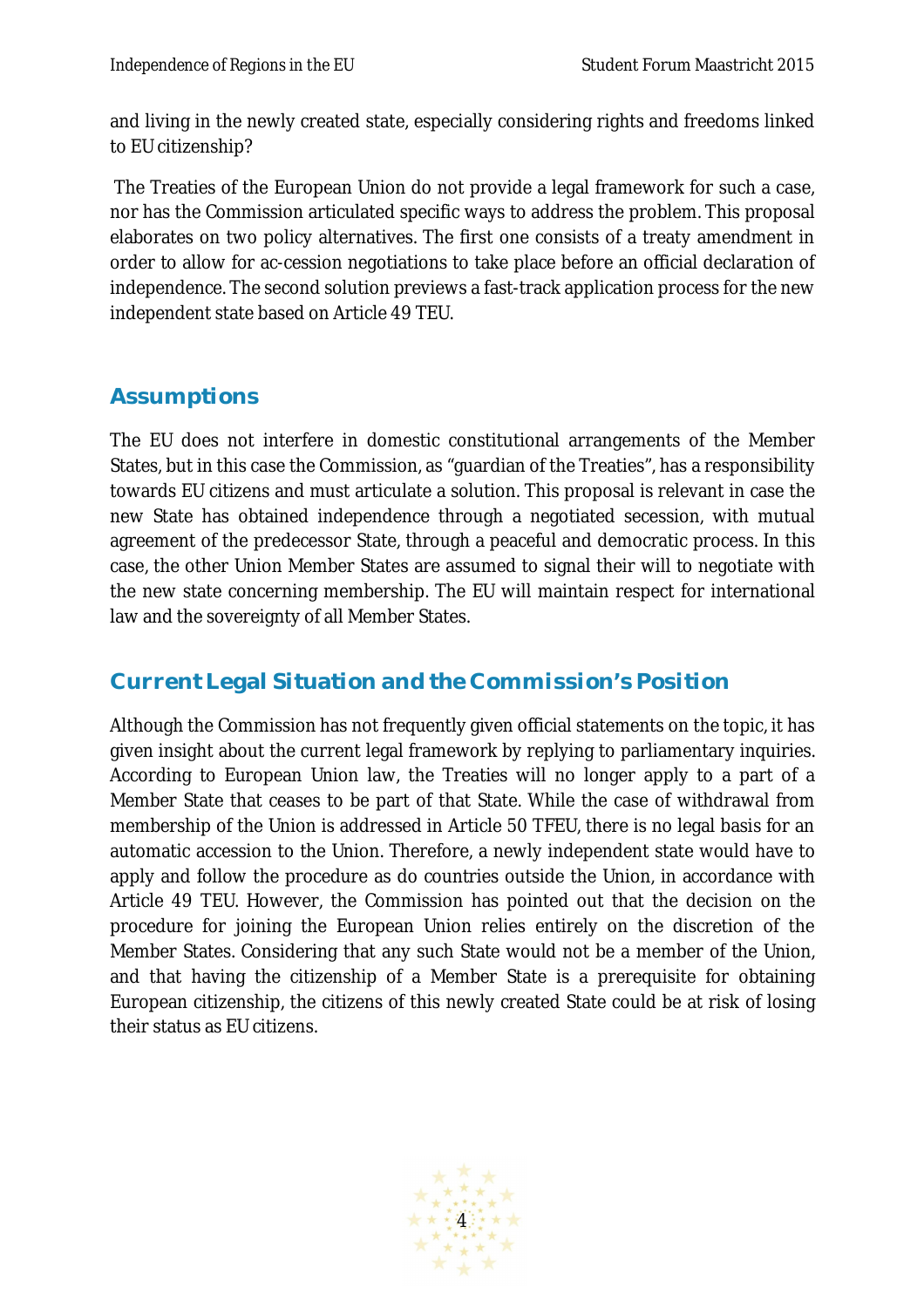and living in the newly created state, especially considering rights and freedoms linked to EU citizenship?

The Treaties of the European Union do not provide a legal framework for such a case, nor has the Commission articulated specific ways to address the problem. This proposal elaborates on two policy alternatives. The first one consists of a treaty amendment in order to allow for ac-cession negotiations to take place before an official declaration of independence. The second solution previews a fast-track application process for the new independent state based on Article 49 TEU.

## Assumptions

The EU does not interfere in domestic constitutional arrangements of the Member States, but in this case the Commission, as "guardian of the Treaties", has a responsibility towards EU citizens and must articulate a solution. This proposal is relevant in case the new State has obtained independence through a negotiated secession, with mutual agreement of the predecessor State, through a peaceful and democratic process. In this case, the other Union Member States are assumed to signal their will to negotiate with the new state concerning membership. The EU will maintain respect for international law and the sovereignty of all Member States.

## Current Legal Situation and the Commission's Position

Although the Commission has not frequently given official statements on the topic, it has given insight about the current legal framework by replying to parliamentary inquiries. According to European Union law, the Treaties will no longer apply to a part of a Member State that ceases to be part of that State. While the case of withdrawal from membership of the Union is addressed in Article 50 TFEU, there is no legal basis for an automatic accession to the Union. Therefore, a newly independent state would have to apply and follow the procedure as do countries outside the Union, in accordance with Article 49 TEU. However, the Commission has pointed out that the decision on the procedure for joining the European Union relies entirely on the discretion of the Member States. Considering that any such State would not be a member of the Union, and that having the citizenship of a Member State is a prerequisite for obtaining European citizenship, the citizens of this newly created State could be at risk of losing their status as EU citizens.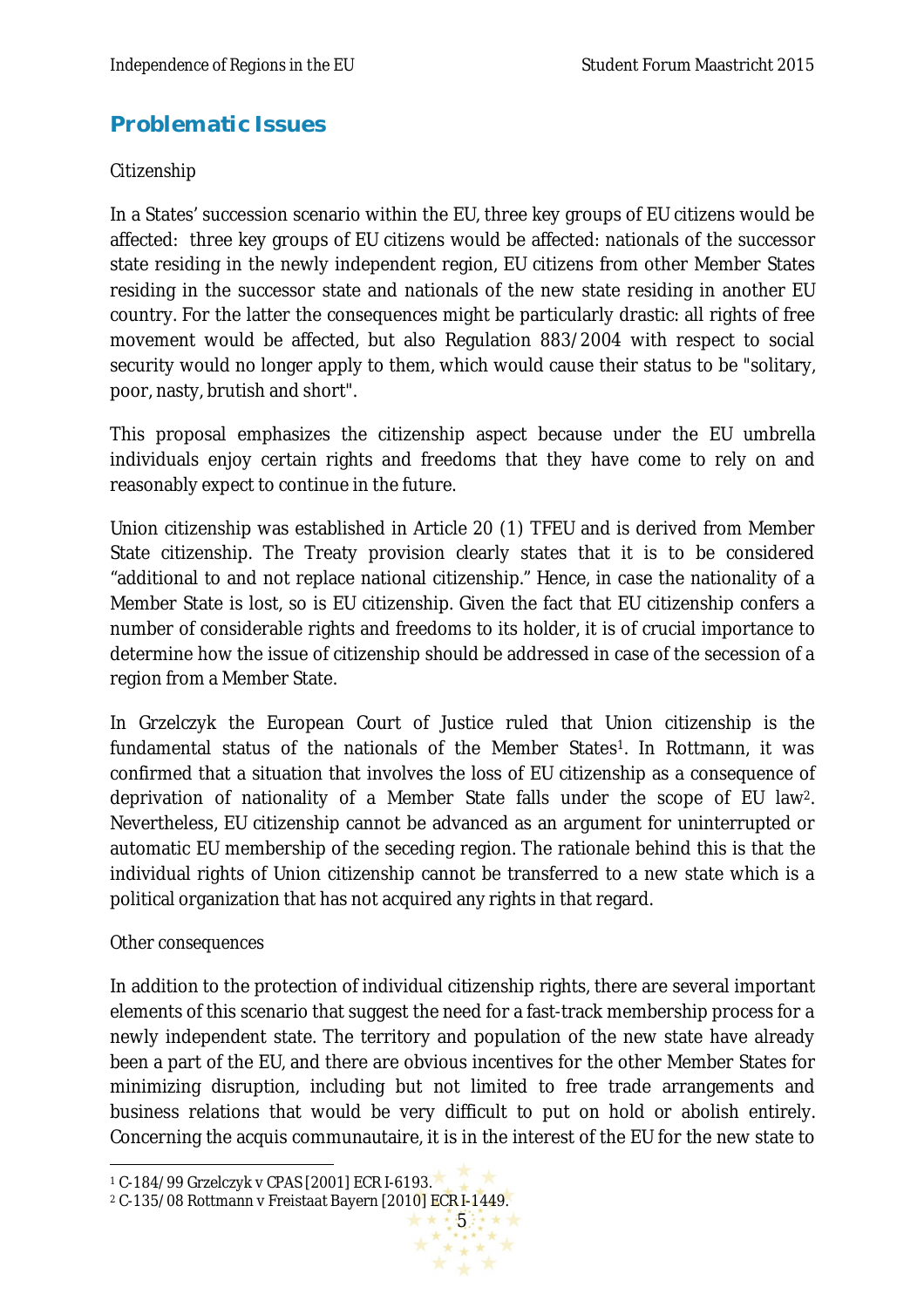## Problematic Issues

Citizenship

In a States' succession scenario within the EU, three key groups of EU citizens would be affected: three key groups of EU citizens would be affected: nationals of the successor state residing in the newly independent region, EU citizens from other Member States residing in the successor state and nationals of the new state residing in another EU country. For the latter the consequences might be particularly drastic: all rights of free movement would be affected, but also Regulation 883/2004 with respect to social security would no longer apply to them, which would cause their status to be "solitary, poor, nasty, brutish and short".

This proposal emphasizes the citizenship aspect because under the EU umbrella individuals enjoy certain rights and freedoms that they have come to rely on and reasonably expect to continue in the future.

Union citizenship was established in Article 20 (1) TFEU and is derived from Member State citizenship. The Treaty provision clearly states that it is to be considered "additional to and not replace national citizenship." Hence, in case the nationality of a Member State is lost, so is EU citizenship. Given the fact that EU citizenship confers a number of considerable rights and freedoms to its holder, it is of crucial importance to determine how the issue of citizenship should be addressed in case of the secession of a region from a Member State.

In Grzelczyk the European Court of Justice ruled that Union citizenship is the fundamental status of the nationals of the Member States[1]. In Rottmann, it was confirmed that a situation that involves the loss of EU citizenship as a consequence of deprivation of nationality of a Member State falls under the scope of EU law[2]. Nevertheless, EU citizenship cannot be advanced as an argument for uninterrupted or automatic EU membership of the seceding region. The rationale behind this is that the individual rights of Union citizenship cannot be transferred to a new state which is a political organization that has not acquired any rights in that regard.

Other consequences

In addition to the protection of individual citizenship rights, there are several important elements of this scenario that suggest the need for a fast-track membership process for a newly independent state. The territory and population of the new state have already been a part of the EU, and there are obvious incentives for the other Member States for minimizing disruption, including but not limited to free trade arrangements and business relations that would be very difficult to put on hold or abolish entirely. Concerning the acquis communautaire, it is in the interest of the EU for the new state to

[1] C-184/99 Grzelczyk v CPAS [2001] ECR I-6193.

[2] C-135/08 Rottmann v Freistaat Bayern [2010] ECR I-1449.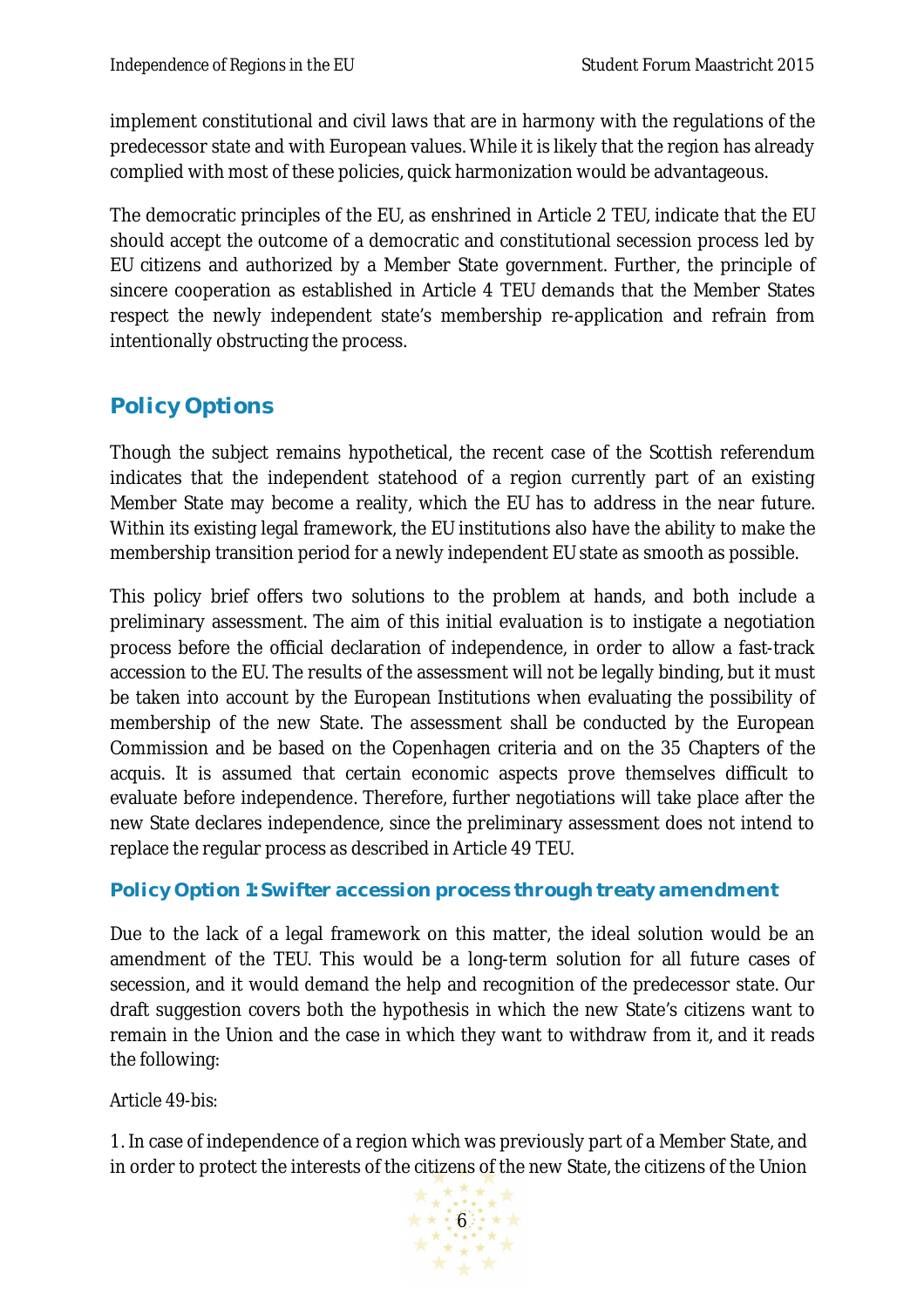implement constitutional and civil laws that are in harmony with the regulations of the predecessor state and with European values. While it is likely that the region has already complied with most of these policies, quick harmonization would be advantageous.

The democratic principles of the EU, as enshrined in Article 2 TEU, indicate that the EU should accept the outcome of a democratic and constitutional secession process led by EU citizens and authorized by a Member State government. Further, the principle of sincere cooperation as established in Article 4 TEU demands that the Member States respect the newly independent state's membership re-application and refrain from intentionally obstructing the process.

## Policy Options

Though the subject remains hypothetical, the recent case of the Scottish referendum indicates that the independent statehood of a region currently part of an existing Member State may become a reality, which the EU has to address in the near future. Within its existing legal framework, the EU institutions also have the ability to make the membership transition period for a newly independent EU state as smooth as possible.

This policy brief offers two solutions to the problem at hands, and both include a preliminary assessment. The aim of this initial evaluation is to instigate a negotiation process before the official declaration of independence, in order to allow a fast-track accession to the EU. The results of the assessment will not be legally binding, but it must be taken into account by the European Institutions when evaluating the possibility of membership of the new State. The assessment shall be conducted by the European Commission and be based on the Copenhagen criteria and on the 35 Chapters of the acquis. It is assumed that certain economic aspects prove themselves difficult to evaluate before independence. Therefore, further negotiations will take place after the new State declares independence, since the preliminary assessment does not intend to replace the regular process as described in Article 49 TEU.

### Policy Option 1: Swifter accession process through treaty amendment

Due to the lack of a legal framework on this matter, the ideal solution would be an amendment of the TEU. This would be a long-term solution for all future cases of secession, and it would demand the help and recognition of the predecessor state. Our draft suggestion covers both the hypothesis in which the new State's citizens want to remain in the Union and the case in which they want to withdraw from it, and it reads the following:

Article 49-bis:

1. In case of independence of a region which was previously part of a Member State, and in order to protect the interests of the citizens of the new State, the citizens of the Union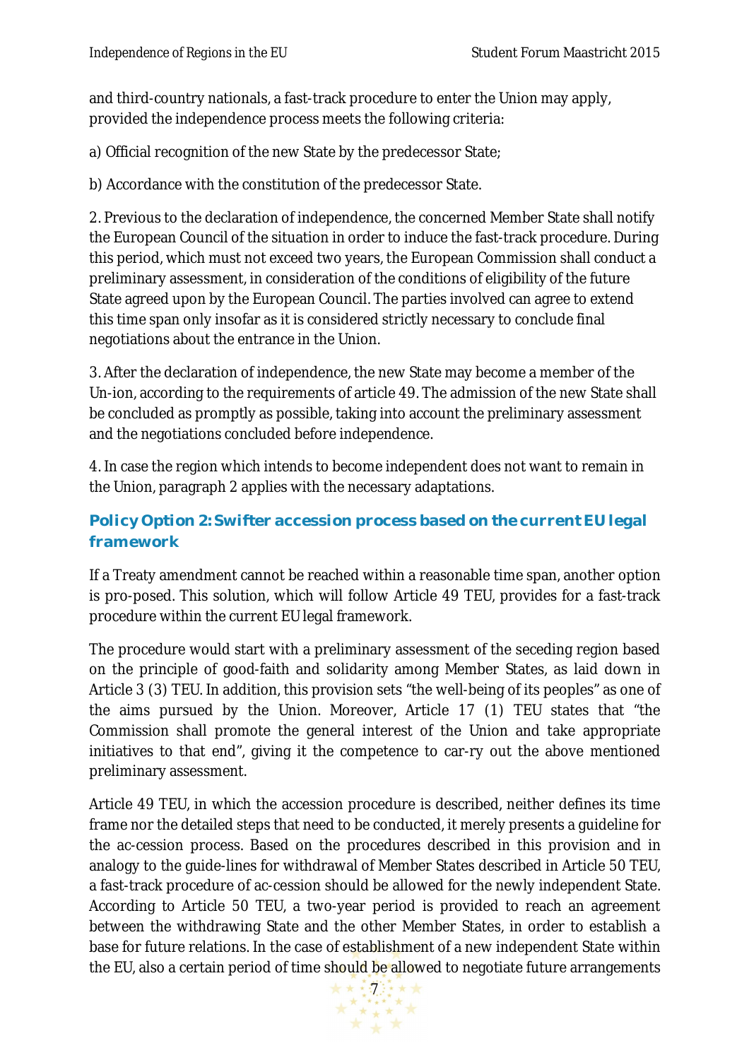and third-country nationals, a fast-track procedure to enter the Union may apply, provided the independence process meets the following criteria:

a) Official recognition of the new State by the predecessor State;

b) Accordance with the constitution of the predecessor State.

2. Previous to the declaration of independence, the concerned Member State shall notify the European Council of the situation in order to induce the fast-track procedure. During this period, which must not exceed two years, the European Commission shall conduct a preliminary assessment, in consideration of the conditions of eligibility of the future State agreed upon by the European Council. The parties involved can agree to extend this time span only insofar as it is considered strictly necessary to conclude final negotiations about the entrance in the Union.

3. After the declaration of independence, the new State may become a member of the Un-ion, according to the requirements of article 49. The admission of the new State shall be concluded as promptly as possible, taking into account the preliminary assessment and the negotiations concluded before independence.

4. In case the region which intends to become independent does not want to remain in the Union, paragraph 2 applies with the necessary adaptations.

### Policy Option 2: Swifter accession process based on the current EU legal framework

If a Treaty amendment cannot be reached within a reasonable time span, another option is pro-posed. This solution, which will follow Article 49 TEU, provides for a fast-track procedure within the current EU legal framework.

The procedure would start with a preliminary assessment of the seceding region based on the principle of good-faith and solidarity among Member States, as laid down in Article 3 (3) TEU. In addition, this provision sets "the well-being of its peoples" as one of the aims pursued by the Union. Moreover, Article 17 (1) TEU states that "the Commission shall promote the general interest of the Union and take appropriate initiatives to that end", giving it the competence to car-ry out the above mentioned preliminary assessment.

Article 49 TEU, in which the accession procedure is described, neither defines its time frame nor the detailed steps that need to be conducted, it merely presents a guideline for the ac-cession process. Based on the procedures described in this provision and in analogy to the guide-lines for withdrawal of Member States described in Article 50 TEU, a fast-track procedure of ac-cession should be allowed for the newly independent State. According to Article 50 TEU, a two-year period is provided to reach an agreement between the withdrawing State and the other Member States, in order to establish a base for future relations. In the case of establishment of a new independent State within the EU, also a certain period of time should be allowed to negotiate future arrangements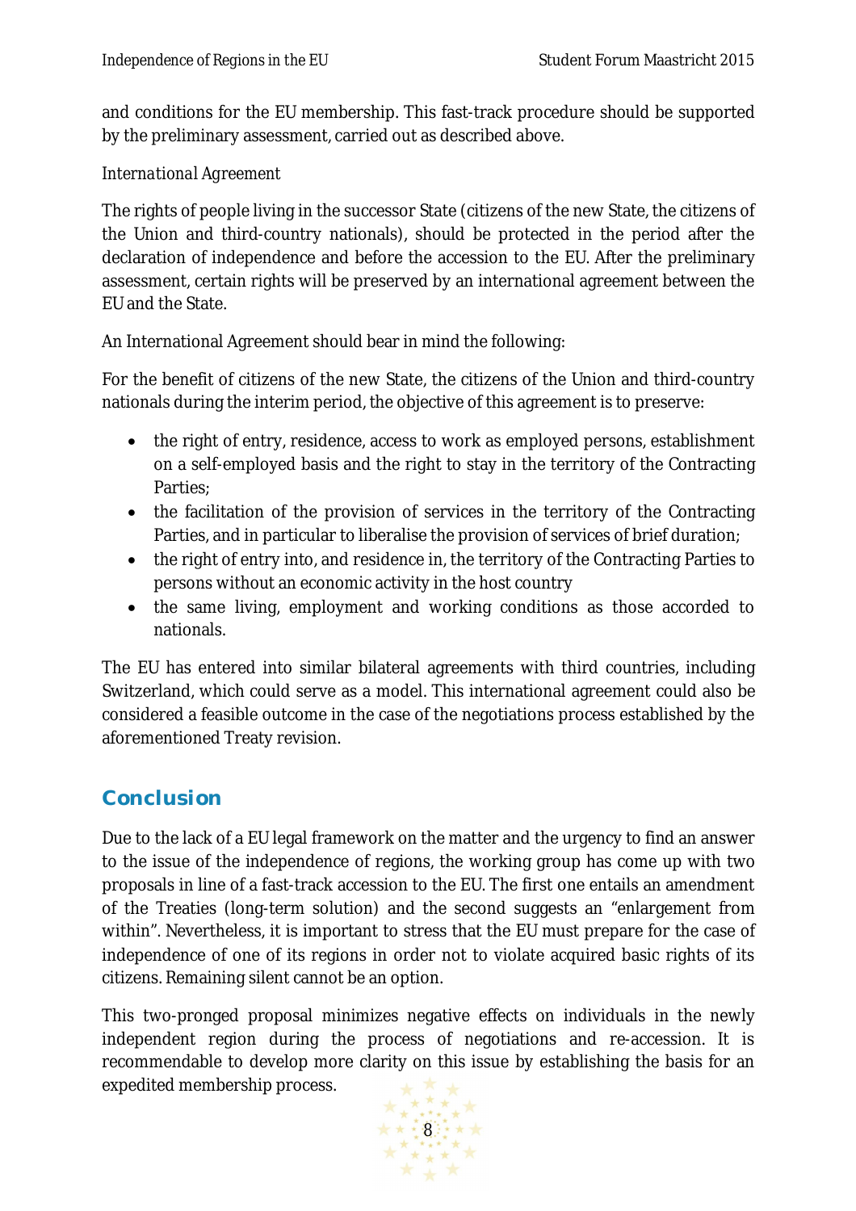and conditions for the EU membership. This fast-track procedure should be supported by the preliminary assessment, carried out as described above.

*International Agreement*

The rights of people living in the successor State (citizens of the new State, the citizens of the Union and third-country nationals), should be protected in the period after the declaration of independence and before the accession to the EU. After the preliminary assessment, certain rights will be preserved by an international agreement between the EU and the State.

An International Agreement should bear in mind the following:

For the benefit of citizens of the new State, the citizens of the Union and third-country nationals during the interim period, the objective of this agreement is to preserve:

- the right of entry, residence, access to work as employed persons, establishment on a self-employed basis and the right to stay in the territory of the Contracting Parties;
- the facilitation of the provision of services in the territory of the Contracting Parties, and in particular to liberalise the provision of services of brief duration;
- the right of entry into, and residence in, the territory of the Contracting Parties to persons without an economic activity in the host country
- the same living, employment and working conditions as those accorded to nationals.

The EU has entered into similar bilateral agreements with third countries, including Switzerland, which could serve as a model. This international agreement could also be considered a feasible outcome in the case of the negotiations process established by the aforementioned Treaty revision.

## Conclusion

Due to the lack of a EU legal framework on the matter and the urgency to find an answer to the issue of the independence of regions, the working group has come up with two proposals in line of a fast-track accession to the EU. The first one entails an amendment of the Treaties (long-term solution) and the second suggests an "enlargement from within". Nevertheless, it is important to stress that the EU must prepare for the case of independence of one of its regions in order not to violate acquired basic rights of its citizens. Remaining silent cannot be an option.

This two-pronged proposal minimizes negative effects on individuals in the newly independent region during the process of negotiations and re-accession. It is recommendable to develop more clarity on this issue by establishing the basis for an expedited membership process.